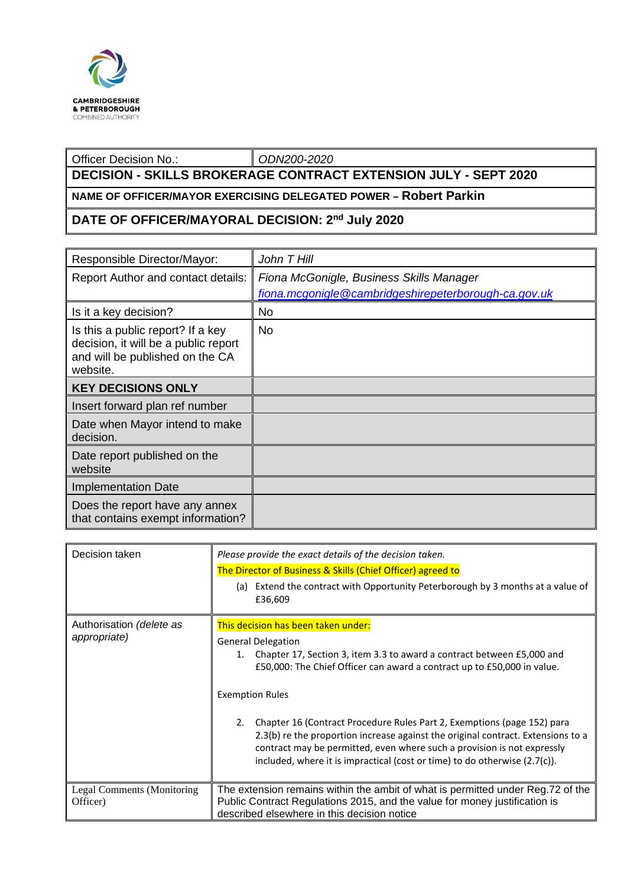CAMBRIDGESHIRE
& PETERBOROUGH
COMBINED AUTHORITY

| Officer Decision No.: | *ODN200-2020* |
|---|---|
| **DECISION - SKILLS BROKERAGE CONTRACT EXTENSION JULY - SEPT 2020** | |
| **NAME OF OFFICER/MAYOR EXERCISING DELEGATED POWER – Robert Parkin** | |
| **DATE OF OFFICER/MAYORAL DECISION: 2nd July 2020** | |

| Responsible Director/Mayor: | *John T Hill* |
|---|---|
| Report Author and contact details: | *Fiona McGonigle, Business Skills Manager* *fiona.mcgonigle@cambridgeshirepeterborough-ca.gov.uk* |
| Is it a key decision? | No |
| Is this a public report? If a key decision, it will be a public report and will be published on the CA website. | No |
| **KEY DECISIONS ONLY** | |
| Insert forward plan ref number | |
| Date when Mayor intend to make decision. | |
| Date report published on the website | |
| Implementation Date | |
| Does the report have any annex that contains exempt information? | |

| Decision taken | *Please provide the exact details of the decision taken.* The Director of Business & Skills (Chief Officer) agreed to (a) Extend the contract with Opportunity Peterborough by 3 months at a value of £36,609 |
|---|---|
| Authorisation *(delete as appropriate)* | This decision has been taken under: General Delegation 1. Chapter 17, Section 3, item 3.3 to award a contract between £5,000 and £50,000: The Chief Officer can award a contract up to £50,000 in value. Exemption Rules 2. Chapter 16 (Contract Procedure Rules Part 2, Exemptions (page 152) para 2.3(b) re the proportion increase against the original contract. Extensions to a contract may be permitted, even where such a provision is not expressly included, where it is impractical (cost or time) to do otherwise (2.7(c)). |
| Legal Comments (Monitoring Officer) | The extension remains within the ambit of what is permitted under Reg.72 of the Public Contract Regulations 2015, and the value for money justification is described elsewhere in this decision notice |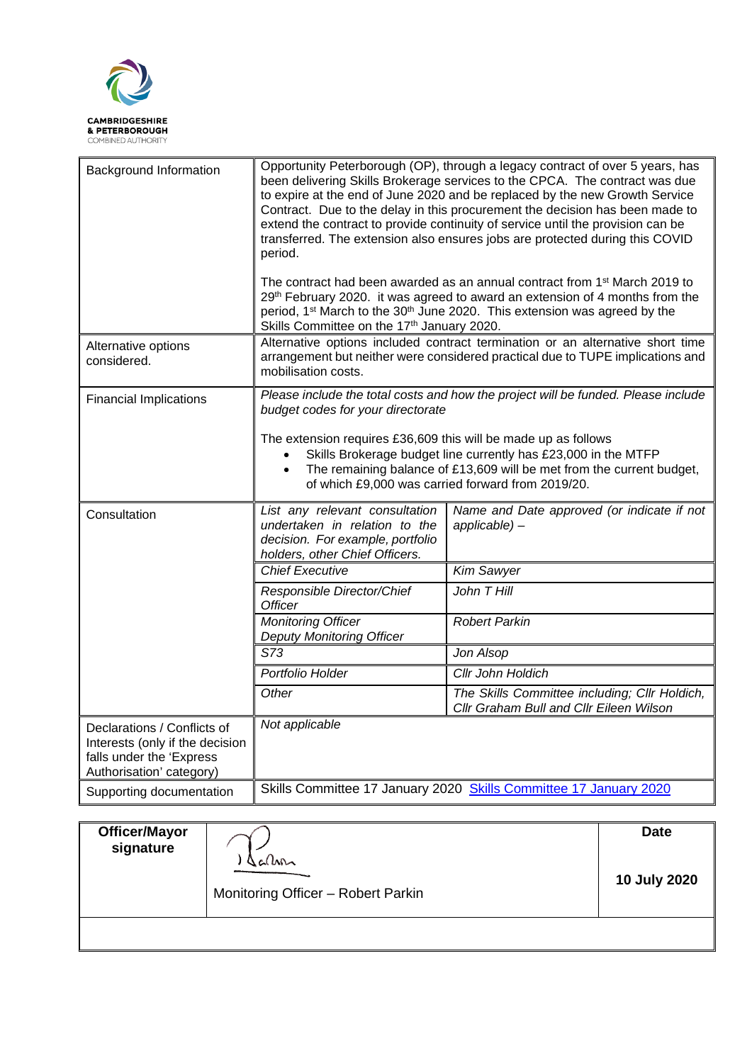CAMBRIDGESHIRE
& PETERBOROUGH
COMBINED AUTHORITY

| | | |
|---|---|---|
| Background Information | Opportunity Peterborough (OP), through a legacy contract of over 5 years, has been delivering Skills Brokerage services to the CPCA. The contract was due to expire at the end of June 2020 and be replaced by the new Growth Service Contract. Due to the delay in this procurement the decision has been made to extend the contract to provide continuity of service until the provision can be transferred. The extension also ensures jobs are protected during this COVID period.<br><br>The contract had been awarded as an annual contract from 1st March 2019 to 29th February 2020. it was agreed to award an extension of 4 months from the period, 1st March to the 30th June 2020. This extension was agreed by the Skills Committee on the 17th January 2020. | |
| Alternative options considered. | Alternative options included contract termination or an alternative short time arrangement but neither were considered practical due to TUPE implications and mobilisation costs. | |
| Financial Implications | *Please include the total costs and how the project will be funded. Please include budget codes for your directorate*<br><br>The extension requires £36,609 this will be made up as follows<br>• Skills Brokerage budget line currently has £23,000 in the MTFP<br>• The remaining balance of £13,609 will be met from the current budget, of which £9,000 was carried forward from 2019/20. | |
| Consultation | *List any relevant consultation undertaken in relation to the decision. For example, portfolio holders, other Chief Officers.* | *Name and Date approved (or indicate if not applicable) –* |
| | *Chief Executive* | *Kim Sawyer* |
| | *Responsible Director/Chief Officer* | *John T Hill* |
| | *Monitoring Officer*<br>*Deputy Monitoring Officer* | *Robert Parkin* |
| | *S73* | *Jon Alsop* |
| | *Portfolio Holder* | *Cllr John Holdich* |
| | *Other* | *The Skills Committee including; Cllr Holdich, Cllr Graham Bull and Cllr Eileen Wilson* |
| Declarations / Conflicts of Interests (only if the decision falls under the 'Express Authorisation' category) | *Not applicable* | |
| Supporting documentation | Skills Committee 17 January 2020 [Skills Committee 17 January 2020] | |

| | | |
|---|---|---|
| **Officer/Mayor signature** | Monitoring Officer – Robert Parkin | **Date**<br><br>**10 July 2020** |